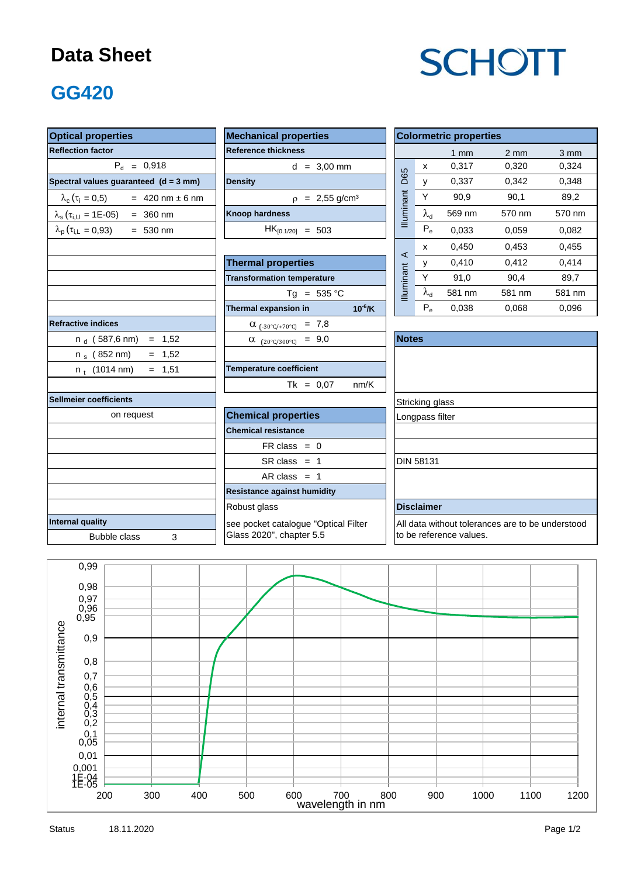# Data Sheet

SCHOTT

## GG420

### Optical properties

**Reflection factor**

$P_d$ = 0,918

**Spectral values guaranteed (d = 3 mm)**

| | |
|---|---|
| $\lambda_c$ ($\tau_i$ = 0,5) | = 420 nm ± 6 nm |
| $\lambda_s$ ($\tau_{i,U}$ = 1E-05) | = 360 nm |
| $\lambda_p$ ($\tau_{i,L}$ = 0,93) | = 530 nm |

**Refractive indices**

| | |
|---|---|
| $n_d$ (587,6 nm) | = 1,52 |
| $n_s$ (852 nm) | = 1,52 |
| $n_t$ (1014 nm) | = 1,51 |

**Sellmeier coefficients**

on request

**Internal quality**

Bubble class 3

### Mechanical properties

**Reference thickness**

d = 3,00 mm

**Density**

$\rho$ = 2,55 g/cm³

**Knoop hardness**

$HK_{[0.1/20]}$ = 503

### Thermal properties

**Transformation temperature**

Tg = 535 °C

**Thermal expansion in** $10^{-6}$/K

| | |
|---|---|
| $\alpha_{(-30°C/+70°C)}$ | = 7,8 |
| $\alpha_{(20°C/300°C)}$ | = 9,0 |

**Temperature coefficient**

Tk = 0,07 nm/K

### Chemical properties

**Chemical resistance**

| | |
|---|---|
| FR class | = 0 |
| SR class | = 1 |
| AR class | = 1 |

**Resistance against humidity**

Robust glass

see pocket catalogue "Optical Filter Glass 2020", chapter 5.5

### Colormetric properties

| | | 1 mm | 2 mm | 3 mm |
|---|---|---|---|---|
| Illuminant D65 | x | 0,317 | 0,320 | 0,324 |
| | y | 0,337 | 0,342 | 0,348 |
| | Y | 90,9 | 90,1 | 89,2 |
| | $\lambda_d$ | 569 nm | 570 nm | 570 nm |
| | $P_e$ | 0,033 | 0,059 | 0,082 |
| Illuminant A | x | 0,450 | 0,453 | 0,455 |
| | y | 0,410 | 0,412 | 0,414 |
| | Y | 91,0 | 90,4 | 89,7 |
| | $\lambda_d$ | 581 nm | 581 nm | 581 nm |
| | $P_e$ | 0,038 | 0,068 | 0,096 |

### Notes

Stricking glass

Longpass filter

DIN 58131

### Disclaimer

All data without tolerances are to be understood to be reference values.

Status 18.11.2020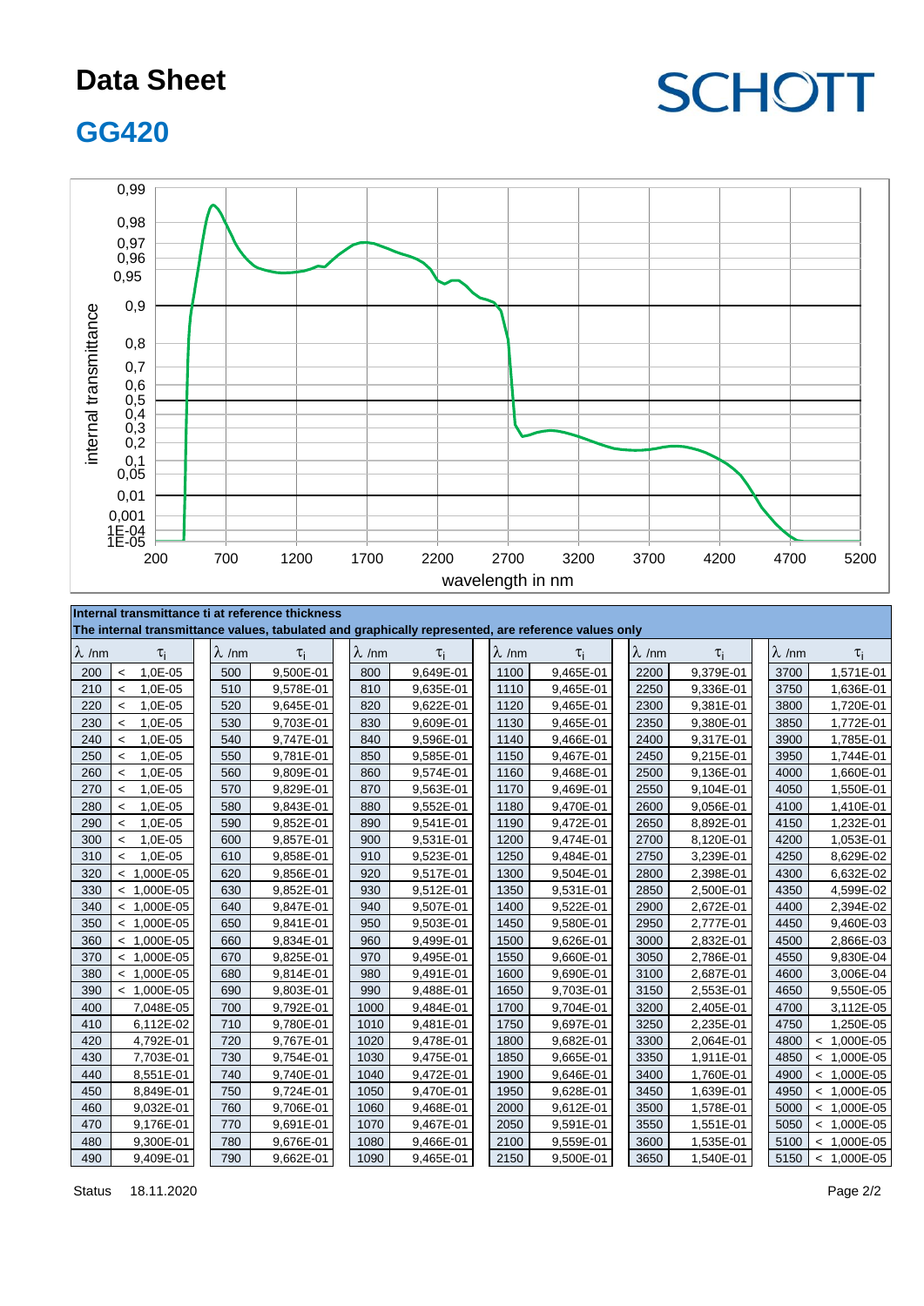# Data Sheet

SCHOTT

## GG420

0,99
0,98
0,97
0,96
0,95
0,9
0,8
0,7
0,6
0,5
0,4
0,3
0,2
0,1
0,05
0,01
0,001
1E-04
1E-05

internal transmittance

200 700 1200 1700 2200 2700 3200 3700 4200 4700 5200

wavelength in nm

**Internal transmittance ti at reference thickness**

**The internal transmittance values, tabulated and graphically represented, are reference values only**

| λ /nm | $\tau_i$ | λ /nm | $\tau_i$ | λ /nm | $\tau_i$ | λ /nm | $\tau_i$ | λ /nm | $\tau_i$ | λ /nm | $\tau_i$ |
|---|---|---|---|---|---|---|---|---|---|---|---|
| 200 | < 1,0E-05 | 500 | 9,500E-01 | 800 | 9,649E-01 | 1100 | 9,465E-01 | 2200 | 9,379E-01 | 3700 | 1,571E-01 |
| 210 | < 1,0E-05 | 510 | 9,578E-01 | 810 | 9,635E-01 | 1110 | 9,465E-01 | 2250 | 9,336E-01 | 3750 | 1,636E-01 |
| 220 | < 1,0E-05 | 520 | 9,645E-01 | 820 | 9,622E-01 | 1120 | 9,465E-01 | 2300 | 9,381E-01 | 3800 | 1,720E-01 |
| 230 | < 1,0E-05 | 530 | 9,703E-01 | 830 | 9,609E-01 | 1130 | 9,465E-01 | 2350 | 9,380E-01 | 3850 | 1,772E-01 |
| 240 | < 1,0E-05 | 540 | 9,747E-01 | 840 | 9,596E-01 | 1140 | 9,466E-01 | 2400 | 9,317E-01 | 3900 | 1,785E-01 |
| 250 | < 1,0E-05 | 550 | 9,781E-01 | 850 | 9,585E-01 | 1150 | 9,467E-01 | 2450 | 9,215E-01 | 3950 | 1,744E-01 |
| 260 | < 1,0E-05 | 560 | 9,809E-01 | 860 | 9,574E-01 | 1160 | 9,468E-01 | 2500 | 9,136E-01 | 4000 | 1,660E-01 |
| 270 | < 1,0E-05 | 570 | 9,829E-01 | 870 | 9,563E-01 | 1170 | 9,469E-01 | 2550 | 9,104E-01 | 4050 | 1,550E-01 |
| 280 | < 1,0E-05 | 580 | 9,843E-01 | 880 | 9,552E-01 | 1180 | 9,470E-01 | 2600 | 9,056E-01 | 4100 | 1,410E-01 |
| 290 | < 1,0E-05 | 590 | 9,852E-01 | 890 | 9,541E-01 | 1190 | 9,472E-01 | 2650 | 8,892E-01 | 4150 | 1,232E-01 |
| 300 | < 1,0E-05 | 600 | 9,857E-01 | 900 | 9,531E-01 | 1200 | 9,474E-01 | 2700 | 8,120E-01 | 4200 | 1,053E-01 |
| 310 | < 1,0E-05 | 610 | 9,858E-01 | 910 | 9,523E-01 | 1250 | 9,484E-01 | 2750 | 3,239E-01 | 4250 | 8,629E-02 |
| 320 | < 1,000E-05 | 620 | 9,856E-01 | 920 | 9,517E-01 | 1300 | 9,504E-01 | 2800 | 2,398E-01 | 4300 | 6,632E-02 |
| 330 | < 1,000E-05 | 630 | 9,852E-01 | 930 | 9,512E-01 | 1350 | 9,531E-01 | 2850 | 2,500E-01 | 4350 | 4,599E-02 |
| 340 | < 1,000E-05 | 640 | 9,847E-01 | 940 | 9,507E-01 | 1400 | 9,522E-01 | 2900 | 2,672E-01 | 4400 | 2,394E-02 |
| 350 | < 1,000E-05 | 650 | 9,841E-01 | 950 | 9,503E-01 | 1450 | 9,580E-01 | 2950 | 2,777E-01 | 4450 | 9,460E-03 |
| 360 | < 1,000E-05 | 660 | 9,834E-01 | 960 | 9,499E-01 | 1500 | 9,626E-01 | 3000 | 2,832E-01 | 4500 | 2,866E-03 |
| 370 | < 1,000E-05 | 670 | 9,825E-01 | 970 | 9,495E-01 | 1550 | 9,660E-01 | 3050 | 2,786E-01 | 4550 | 9,830E-04 |
| 380 | < 1,000E-05 | 680 | 9,814E-01 | 980 | 9,491E-01 | 1600 | 9,690E-01 | 3100 | 2,687E-01 | 4600 | 3,006E-04 |
| 390 | < 1,000E-05 | 690 | 9,803E-01 | 990 | 9,488E-01 | 1650 | 9,703E-01 | 3150 | 2,553E-01 | 4650 | 9,550E-05 |
| 400 | 7,048E-05 | 700 | 9,792E-01 | 1000 | 9,484E-01 | 1700 | 9,704E-01 | 3200 | 2,405E-01 | 4700 | 3,112E-05 |
| 410 | 6,112E-02 | 710 | 9,780E-01 | 1010 | 9,481E-01 | 1750 | 9,697E-01 | 3250 | 2,235E-01 | 4750 | 1,250E-05 |
| 420 | 4,792E-01 | 720 | 9,767E-01 | 1020 | 9,478E-01 | 1800 | 9,682E-01 | 3300 | 2,064E-01 | 4800 | < 1,000E-05 |
| 430 | 7,703E-01 | 730 | 9,754E-01 | 1030 | 9,475E-01 | 1850 | 9,665E-01 | 3350 | 1,911E-01 | 4850 | < 1,000E-05 |
| 440 | 8,551E-01 | 740 | 9,740E-01 | 1040 | 9,472E-01 | 1900 | 9,646E-01 | 3400 | 1,760E-01 | 4900 | < 1,000E-05 |
| 450 | 8,849E-01 | 750 | 9,724E-01 | 1050 | 9,470E-01 | 1950 | 9,628E-01 | 3450 | 1,639E-01 | 4950 | < 1,000E-05 |
| 460 | 9,032E-01 | 760 | 9,706E-01 | 1060 | 9,468E-01 | 2000 | 9,612E-01 | 3500 | 1,578E-01 | 5000 | < 1,000E-05 |
| 470 | 9,176E-01 | 770 | 9,691E-01 | 1070 | 9,467E-01 | 2050 | 9,591E-01 | 3550 | 1,551E-01 | 5050 | < 1,000E-05 |
| 480 | 9,300E-01 | 780 | 9,676E-01 | 1080 | 9,466E-01 | 2100 | 9,559E-01 | 3600 | 1,535E-01 | 5100 | < 1,000E-05 |
| 490 | 9,409E-01 | 790 | 9,662E-01 | 1090 | 9,465E-01 | 2150 | 9,500E-01 | 3650 | 1,540E-01 | 5150 | < 1,000E-05 |

Status 18.11.2020